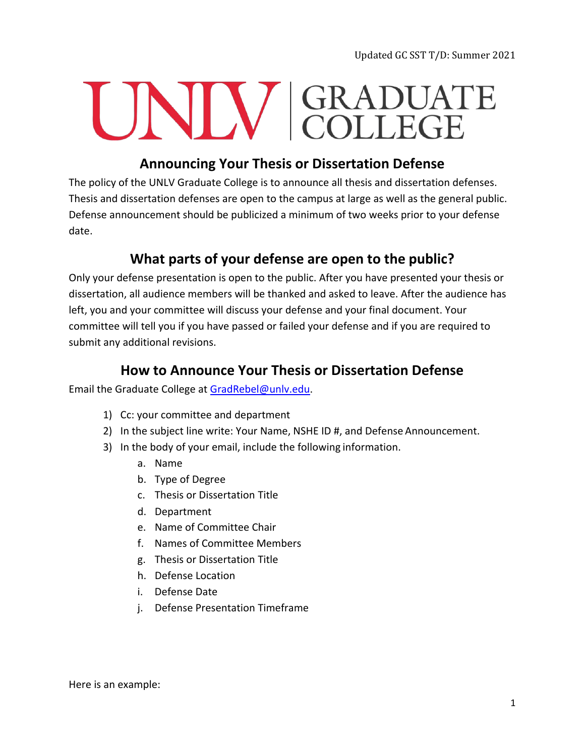Updated GC SST T/D: Summer 2021

# UNLV | GRADUATE COLLEGE

## Announcing Your Thesis or Dissertation Defense

The policy of the UNLV Graduate College is to announce all thesis and dissertation defenses. Thesis and dissertation defenses are open to the campus at large as well as the general public. Defense announcement should be publicized a minimum of two weeks prior to your defense date.

## What parts of your defense are open to the public?

Only your defense presentation is open to the public. After you have presented your thesis or dissertation, all audience members will be thanked and asked to leave. After the audience has left, you and your committee will discuss your defense and your final document. Your committee will tell you if you have passed or failed your defense and if you are required to submit any additional revisions.

## How to Announce Your Thesis or Dissertation Defense

Email the Graduate College at GradRebel@unlv.edu.

1) Cc: your committee and department
2) In the subject line write: Your Name, NSHE ID #, and Defense Announcement.
3) In the body of your email, include the following information.
    a. Name
    b. Type of Degree
    c. Thesis or Dissertation Title
    d. Department
    e. Name of Committee Chair
    f. Names of Committee Members
    g. Thesis or Dissertation Title
    h. Defense Location
    i. Defense Date
    j. Defense Presentation Timeframe

Here is an example: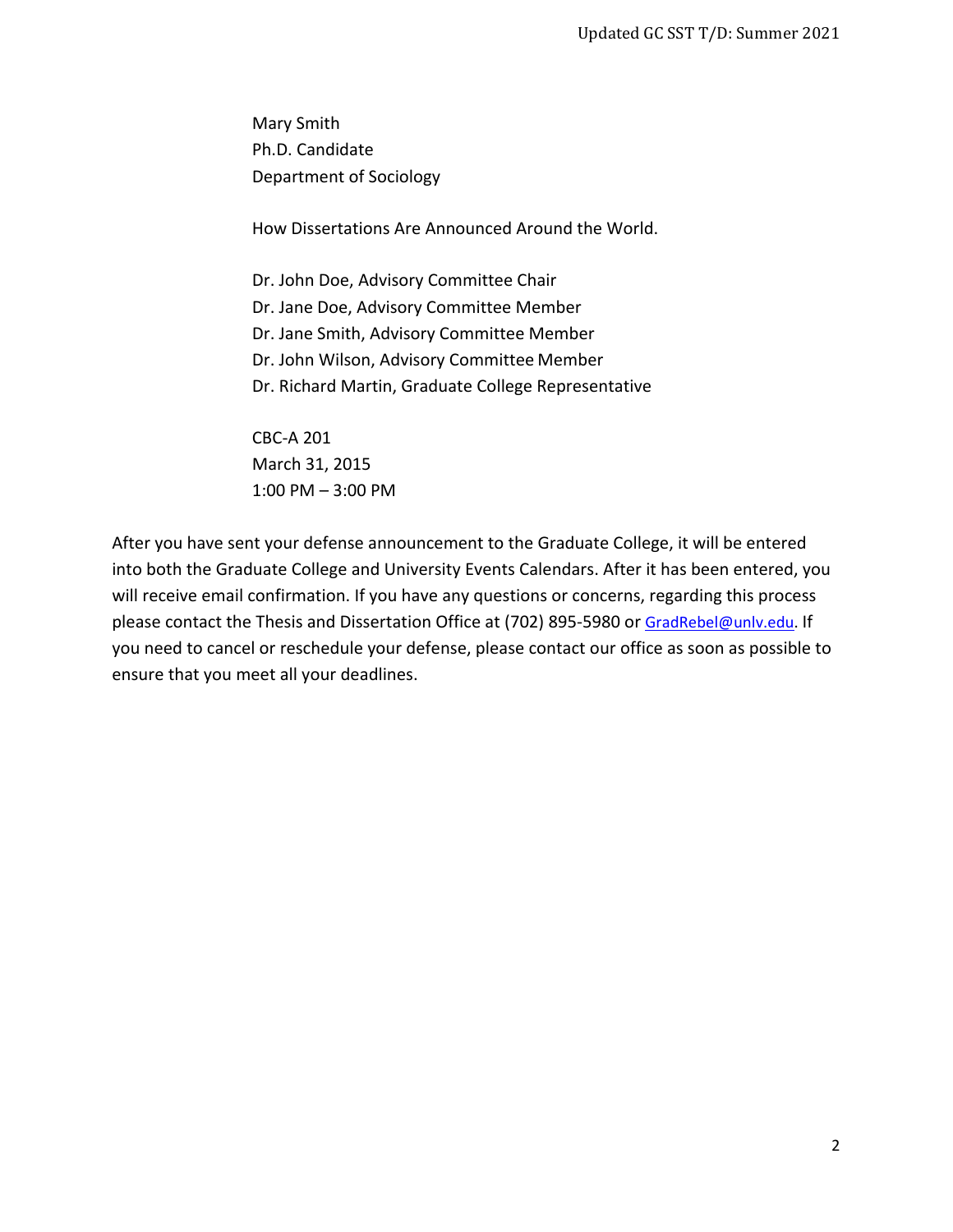Mary Smith
Ph.D. Candidate
Department of Sociology

How Dissertations Are Announced Around the World.

Dr. John Doe, Advisory Committee Chair
Dr. Jane Doe, Advisory Committee Member
Dr. Jane Smith, Advisory Committee Member
Dr. John Wilson, Advisory Committee Member
Dr. Richard Martin, Graduate College Representative

CBC-A 201
March 31, 2015
1:00 PM – 3:00 PM

After you have sent your defense announcement to the Graduate College, it will be entered into both the Graduate College and University Events Calendars. After it has been entered, you will receive email confirmation. If you have any questions or concerns, regarding this process please contact the Thesis and Dissertation Office at (702) 895-5980 or GradRebel@unlv.edu. If you need to cancel or reschedule your defense, please contact our office as soon as possible to ensure that you meet all your deadlines.